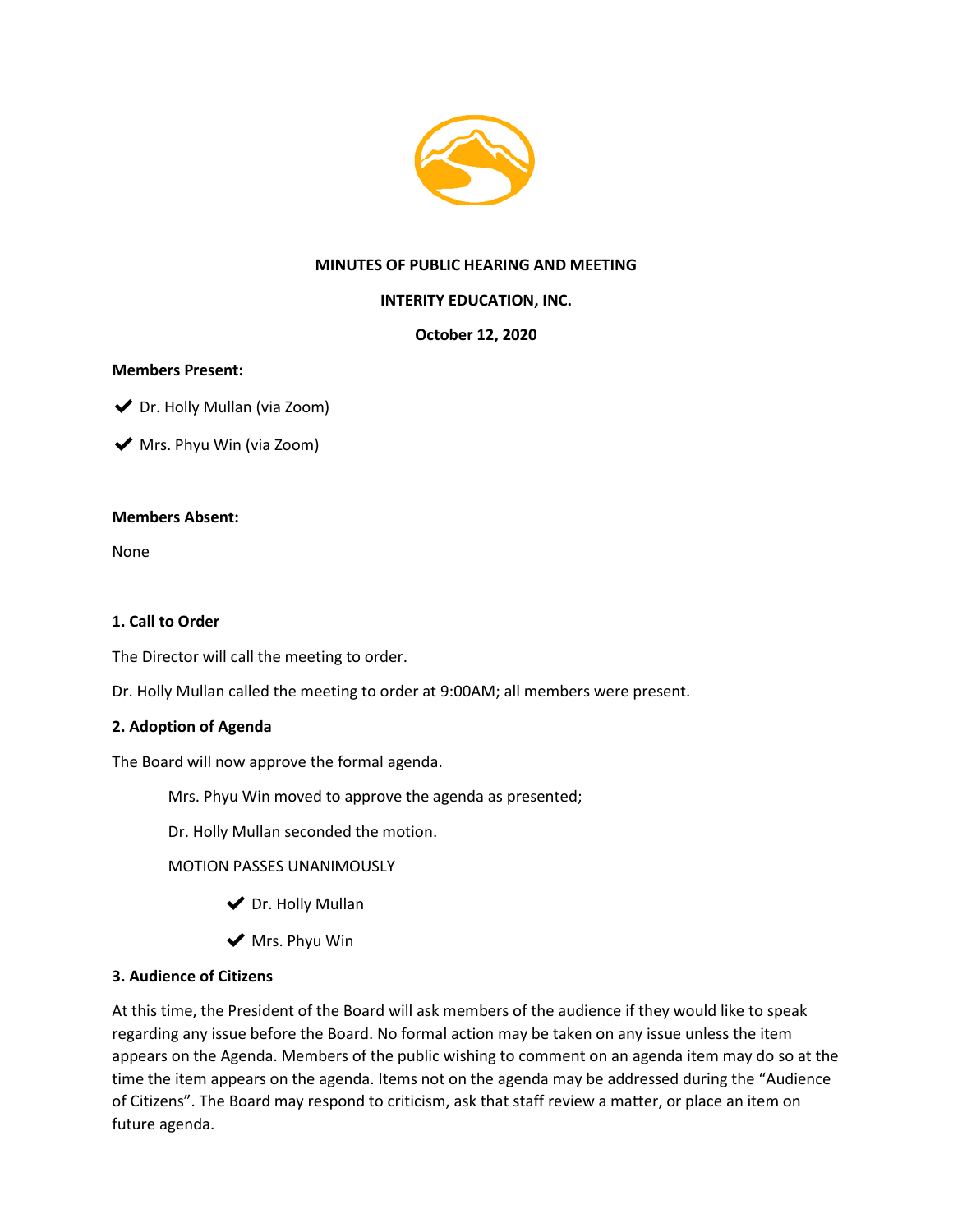**MINUTES OF PUBLIC HEARING AND MEETING**

**INTERITY EDUCATION, INC.**

**October 12, 2020**

**Members Present:**

✔ Dr. Holly Mullan (via Zoom)

✔ Mrs. Phyu Win (via Zoom)

**Members Absent:**

None

**1. Call to Order**

The Director will call the meeting to order.

Dr. Holly Mullan called the meeting to order at 9:00AM; all members were present.

**2. Adoption of Agenda**

The Board will now approve the formal agenda.

Mrs. Phyu Win moved to approve the agenda as presented;

Dr. Holly Mullan seconded the motion.

MOTION PASSES UNANIMOUSLY

✔ Dr. Holly Mullan

✔ Mrs. Phyu Win

**3. Audience of Citizens**

At this time, the President of the Board will ask members of the audience if they would like to speak regarding any issue before the Board. No formal action may be taken on any issue unless the item appears on the Agenda. Members of the public wishing to comment on an agenda item may do so at the time the item appears on the agenda. Items not on the agenda may be addressed during the "Audience of Citizens". The Board may respond to criticism, ask that staff review a matter, or place an item on future agenda.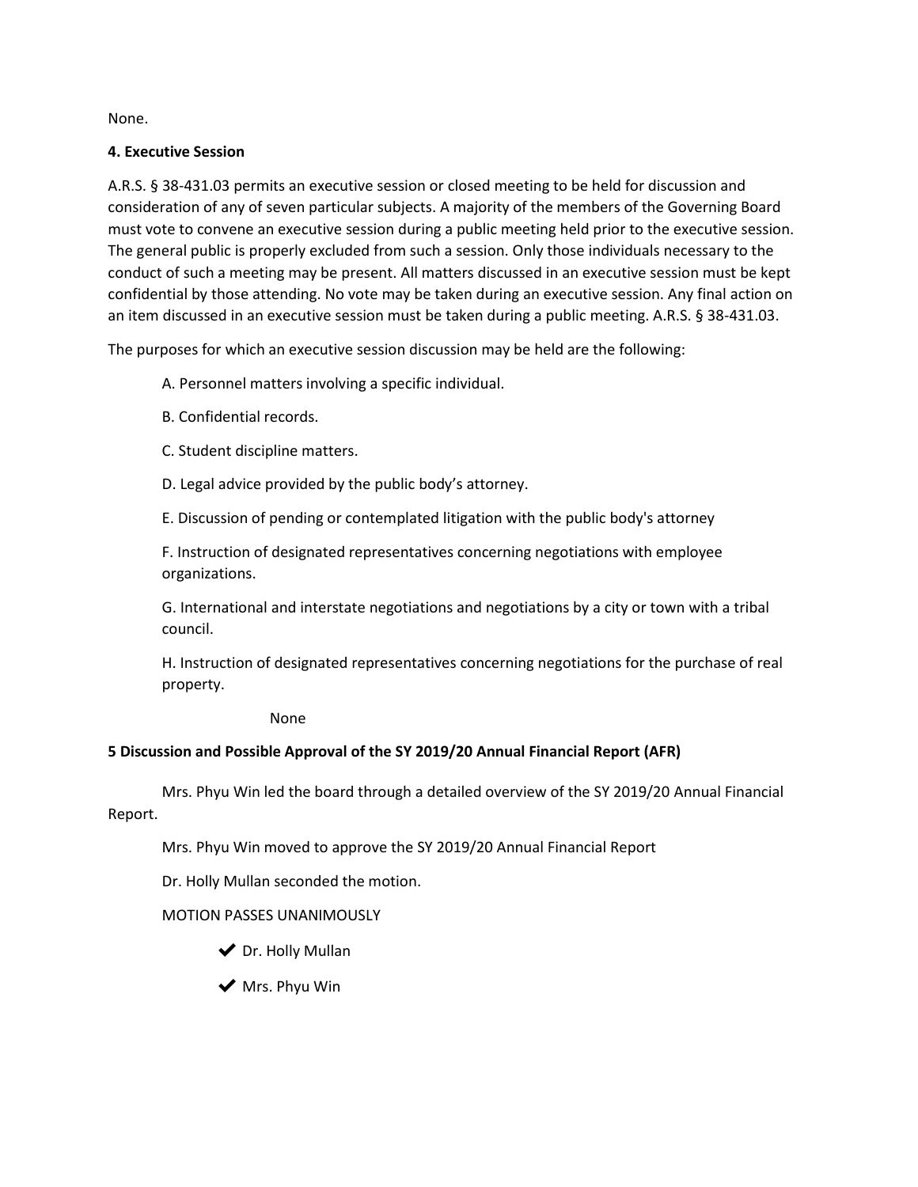None.

**4. Executive Session**

A.R.S. § 38-431.03 permits an executive session or closed meeting to be held for discussion and consideration of any of seven particular subjects. A majority of the members of the Governing Board must vote to convene an executive session during a public meeting held prior to the executive session. The general public is properly excluded from such a session. Only those individuals necessary to the conduct of such a meeting may be present. All matters discussed in an executive session must be kept confidential by those attending. No vote may be taken during an executive session. Any final action on an item discussed in an executive session must be taken during a public meeting. A.R.S. § 38-431.03.

The purposes for which an executive session discussion may be held are the following:

A. Personnel matters involving a specific individual.

B. Confidential records.

C. Student discipline matters.

D. Legal advice provided by the public body's attorney.

E. Discussion of pending or contemplated litigation with the public body's attorney

F. Instruction of designated representatives concerning negotiations with employee organizations.

G. International and interstate negotiations and negotiations by a city or town with a tribal council.

H. Instruction of designated representatives concerning negotiations for the purchase of real property.

None

**5 Discussion and Possible Approval of the SY 2019/20 Annual Financial Report (AFR)**

Mrs. Phyu Win led the board through a detailed overview of the SY 2019/20 Annual Financial Report.

Mrs. Phyu Win moved to approve the SY 2019/20 Annual Financial Report

Dr. Holly Mullan seconded the motion.

MOTION PASSES UNANIMOUSLY

- ✔ Dr. Holly Mullan
- ✔ Mrs. Phyu Win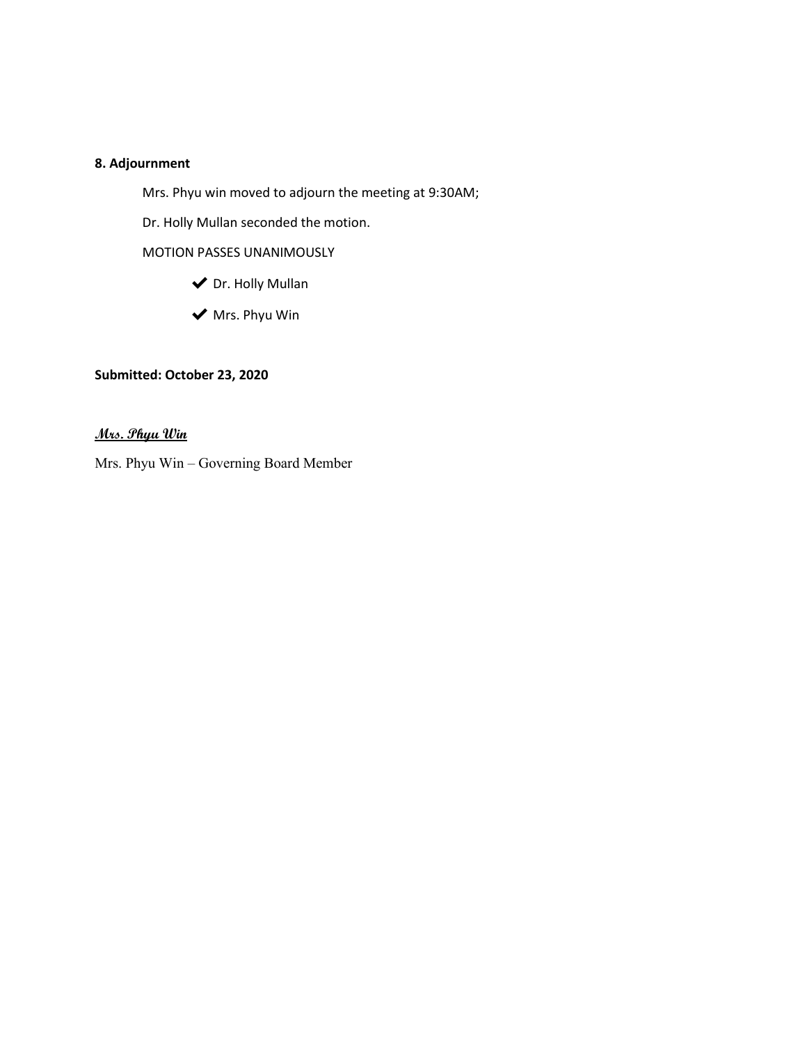### 8. Adjournment

Mrs. Phyu win moved to adjourn the meeting at 9:30AM;

Dr. Holly Mullan seconded the motion.

MOTION PASSES UNANIMOUSLY

- ✔ Dr. Holly Mullan
- ✔ Mrs. Phyu Win

**Submitted: October 23, 2020**

***Mrs. Phyu Win***

Mrs. Phyu Win – Governing Board Member